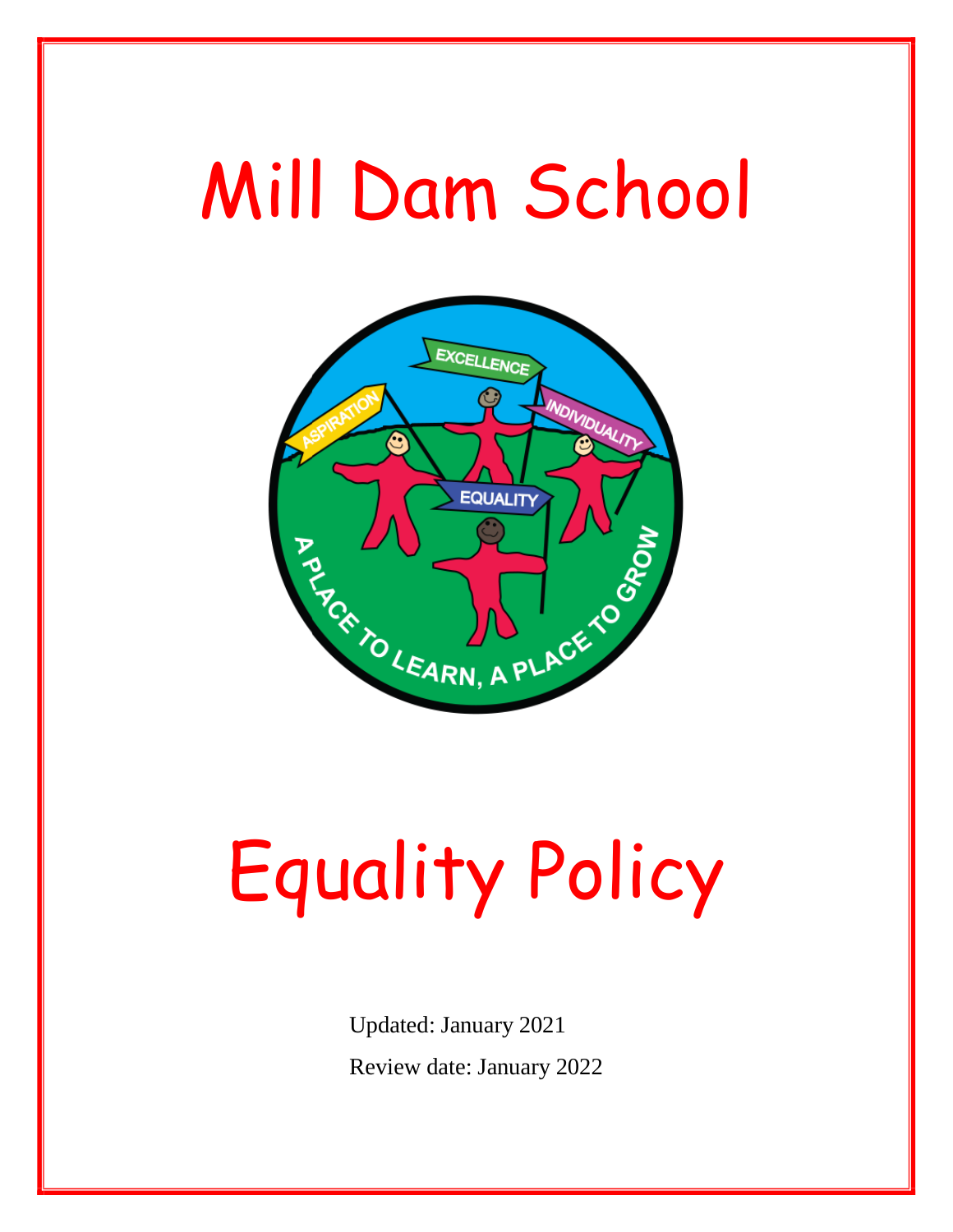# Mill Dam School

# Equality Policy

Updated: January 2021

Review date: January 2022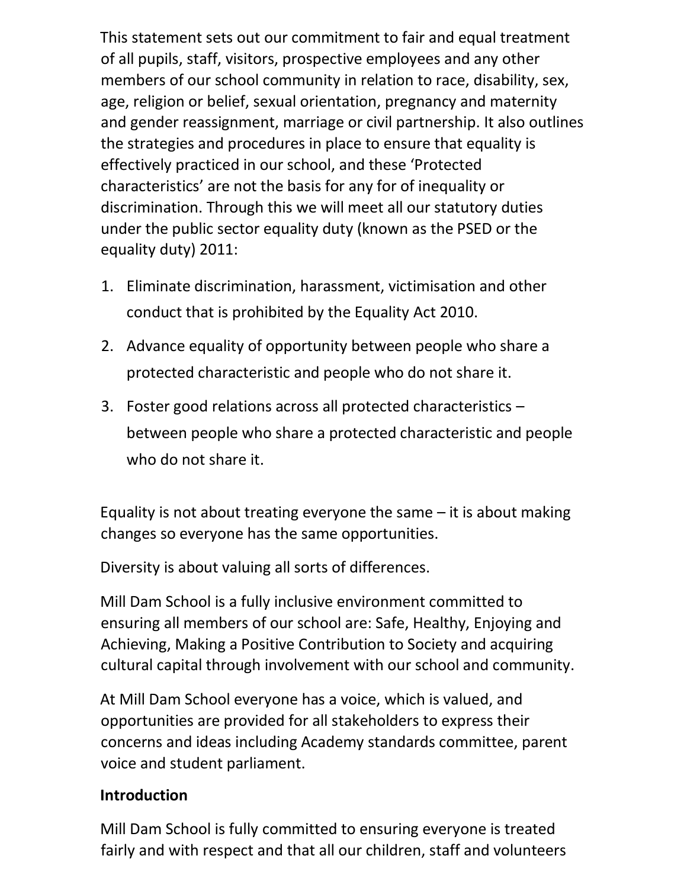This statement sets out our commitment to fair and equal treatment of all pupils, staff, visitors, prospective employees and any other members of our school community in relation to race, disability, sex, age, religion or belief, sexual orientation, pregnancy and maternity and gender reassignment, marriage or civil partnership. It also outlines the strategies and procedures in place to ensure that equality is effectively practiced in our school, and these 'Protected characteristics' are not the basis for any for of inequality or discrimination. Through this we will meet all our statutory duties under the public sector equality duty (known as the PSED or the equality duty) 2011:

1. Eliminate discrimination, harassment, victimisation and other conduct that is prohibited by the Equality Act 2010.
2. Advance equality of opportunity between people who share a protected characteristic and people who do not share it.
3. Foster good relations across all protected characteristics – between people who share a protected characteristic and people who do not share it.

Equality is not about treating everyone the same – it is about making changes so everyone has the same opportunities.

Diversity is about valuing all sorts of differences.

Mill Dam School is a fully inclusive environment committed to ensuring all members of our school are: Safe, Healthy, Enjoying and Achieving, Making a Positive Contribution to Society and acquiring cultural capital through involvement with our school and community.

At Mill Dam School everyone has a voice, which is valued, and opportunities are provided for all stakeholders to express their concerns and ideas including Academy standards committee, parent voice and student parliament.

**Introduction**

Mill Dam School is fully committed to ensuring everyone is treated fairly and with respect and that all our children, staff and volunteers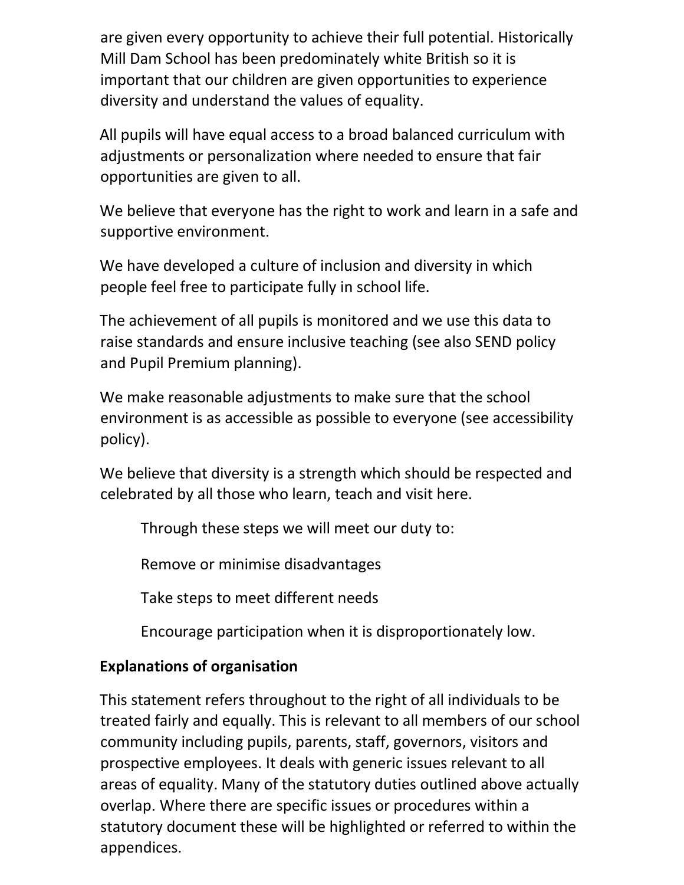are given every opportunity to achieve their full potential. Historically Mill Dam School has been predominately white British so it is important that our children are given opportunities to experience diversity and understand the values of equality.

All pupils will have equal access to a broad balanced curriculum with adjustments or personalization where needed to ensure that fair opportunities are given to all.

We believe that everyone has the right to work and learn in a safe and supportive environment.

We have developed a culture of inclusion and diversity in which people feel free to participate fully in school life.

The achievement of all pupils is monitored and we use this data to raise standards and ensure inclusive teaching (see also SEND policy and Pupil Premium planning).

We make reasonable adjustments to make sure that the school environment is as accessible as possible to everyone (see accessibility policy).

We believe that diversity is a strength which should be respected and celebrated by all those who learn, teach and visit here.

Through these steps we will meet our duty to:

Remove or minimise disadvantages

Take steps to meet different needs

Encourage participation when it is disproportionately low.

**Explanations of organisation**

This statement refers throughout to the right of all individuals to be treated fairly and equally. This is relevant to all members of our school community including pupils, parents, staff, governors, visitors and prospective employees. It deals with generic issues relevant to all areas of equality. Many of the statutory duties outlined above actually overlap. Where there are specific issues or procedures within a statutory document these will be highlighted or referred to within the appendices.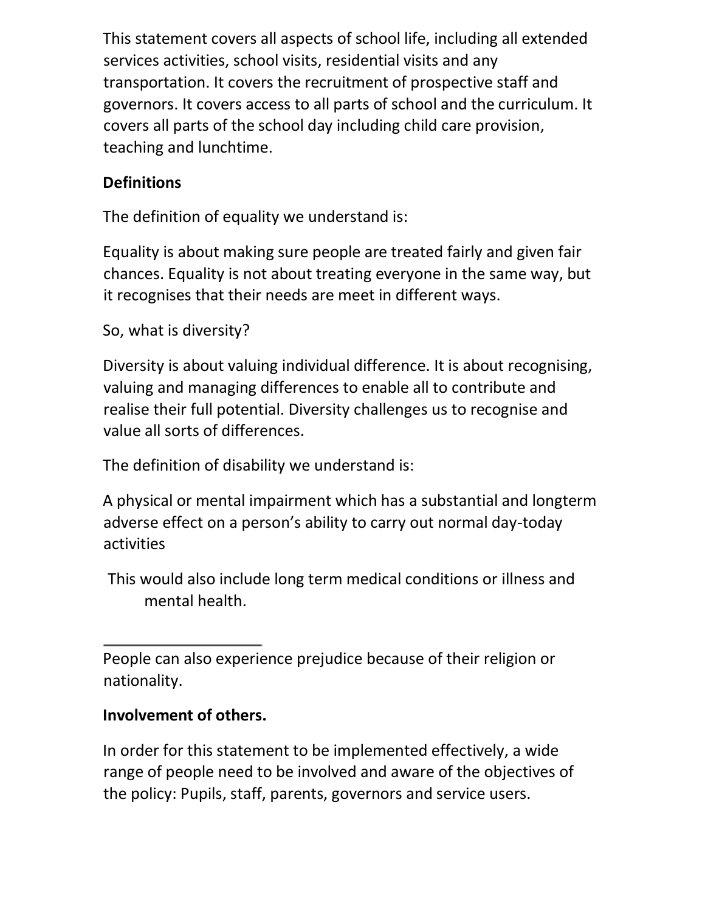This statement covers all aspects of school life, including all extended services activities, school visits, residential visits and any transportation. It covers the recruitment of prospective staff and governors. It covers access to all parts of school and the curriculum. It covers all parts of the school day including child care provision, teaching and lunchtime.

**Definitions**

The definition of equality we understand is:

Equality is about making sure people are treated fairly and given fair chances. Equality is not about treating everyone in the same way, but it recognises that their needs are meet in different ways.

So, what is diversity?

Diversity is about valuing individual difference. It is about recognising, valuing and managing differences to enable all to contribute and realise their full potential. Diversity challenges us to recognise and value all sorts of differences.

The definition of disability we understand is:

A physical or mental impairment which has a substantial and longterm adverse effect on a person's ability to carry out normal day-today activities

This would also include long term medical conditions or illness and mental health.

---

People can also experience prejudice because of their religion or nationality.

**Involvement of others.**

In order for this statement to be implemented effectively, a wide range of people need to be involved and aware of the objectives of the policy: Pupils, staff, parents, governors and service users.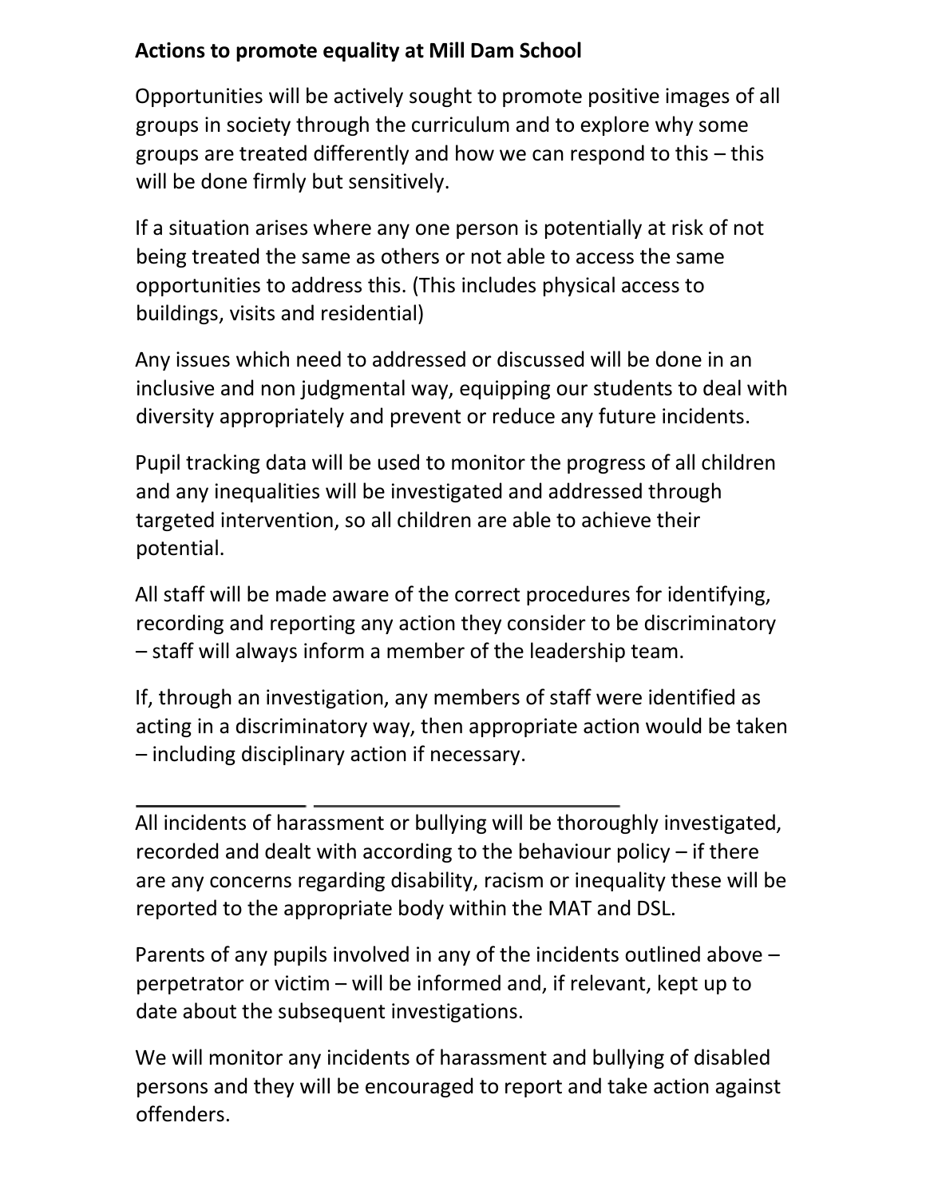**Actions to promote equality at Mill Dam School**

Opportunities will be actively sought to promote positive images of all groups in society through the curriculum and to explore why some groups are treated differently and how we can respond to this – this will be done firmly but sensitively.

If a situation arises where any one person is potentially at risk of not being treated the same as others or not able to access the same opportunities to address this. (This includes physical access to buildings, visits and residential)

Any issues which need to addressed or discussed will be done in an inclusive and non judgmental way, equipping our students to deal with diversity appropriately and prevent or reduce any future incidents.

Pupil tracking data will be used to monitor the progress of all children and any inequalities will be investigated and addressed through targeted intervention, so all children are able to achieve their potential.

All staff will be made aware of the correct procedures for identifying, recording and reporting any action they consider to be discriminatory – staff will always inform a member of the leadership team.

If, through an investigation, any members of staff were identified as acting in a discriminatory way, then appropriate action would be taken – including disciplinary action if necessary.

---

All incidents of harassment or bullying will be thoroughly investigated, recorded and dealt with according to the behaviour policy – if there are any concerns regarding disability, racism or inequality these will be reported to the appropriate body within the MAT and DSL.

Parents of any pupils involved in any of the incidents outlined above – perpetrator or victim – will be informed and, if relevant, kept up to date about the subsequent investigations.

We will monitor any incidents of harassment and bullying of disabled persons and they will be encouraged to report and take action against offenders.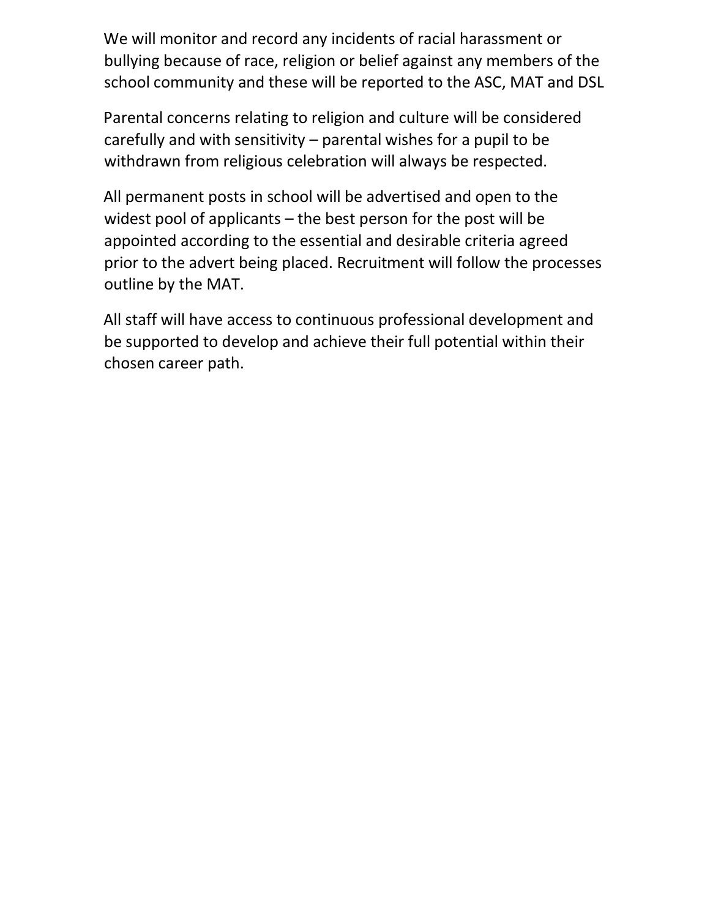We will monitor and record any incidents of racial harassment or bullying because of race, religion or belief against any members of the school community and these will be reported to the ASC, MAT and DSL

Parental concerns relating to religion and culture will be considered carefully and with sensitivity – parental wishes for a pupil to be withdrawn from religious celebration will always be respected.

All permanent posts in school will be advertised and open to the widest pool of applicants – the best person for the post will be appointed according to the essential and desirable criteria agreed prior to the advert being placed. Recruitment will follow the processes outline by the MAT.

All staff will have access to continuous professional development and be supported to develop and achieve their full potential within their chosen career path.